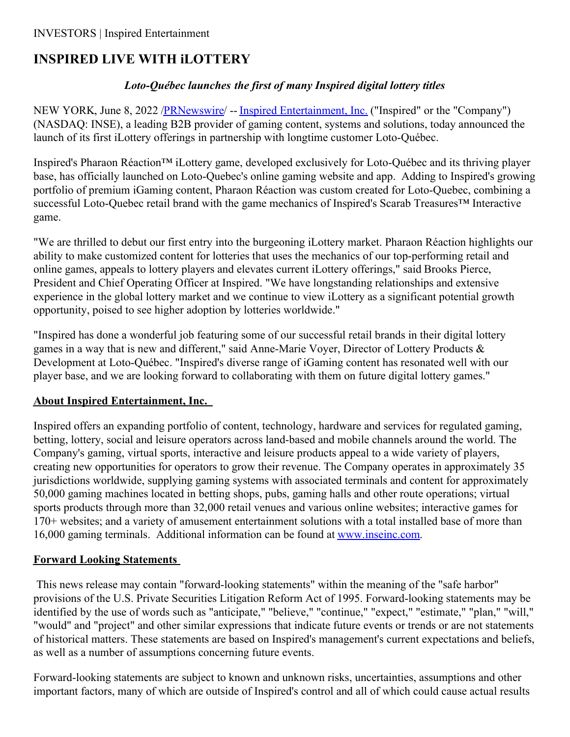INVESTORS | Inspired Entertainment

# INSPIRED LIVE WITH iLOTTERY

### *Loto-Québec launches the first of many Inspired digital lottery titles*

NEW YORK, June 8, 2022 /PRNewswire/ -- Inspired Entertainment, Inc. ("Inspired" or the "Company") (NASDAQ: INSE), a leading B2B provider of gaming content, systems and solutions, today announced the launch of its first iLottery offerings in partnership with longtime customer Loto-Québec.

Inspired's Pharaon Réaction™ iLottery game, developed exclusively for Loto-Québec and its thriving player base, has officially launched on Loto-Quebec's online gaming website and app. Adding to Inspired's growing portfolio of premium iGaming content, Pharaon Réaction was custom created for Loto-Quebec, combining a successful Loto-Quebec retail brand with the game mechanics of Inspired's Scarab Treasures™ Interactive game.

"We are thrilled to debut our first entry into the burgeoning iLottery market. Pharaon Réaction highlights our ability to make customized content for lotteries that uses the mechanics of our top-performing retail and online games, appeals to lottery players and elevates current iLottery offerings," said Brooks Pierce, President and Chief Operating Officer at Inspired. "We have longstanding relationships and extensive experience in the global lottery market and we continue to view iLottery as a significant potential growth opportunity, poised to see higher adoption by lotteries worldwide."

"Inspired has done a wonderful job featuring some of our successful retail brands in their digital lottery games in a way that is new and different," said Anne-Marie Voyer, Director of Lottery Products & Development at Loto-Québec. "Inspired's diverse range of iGaming content has resonated well with our player base, and we are looking forward to collaborating with them on future digital lottery games."

## About Inspired Entertainment, Inc.

Inspired offers an expanding portfolio of content, technology, hardware and services for regulated gaming, betting, lottery, social and leisure operators across land-based and mobile channels around the world. The Company's gaming, virtual sports, interactive and leisure products appeal to a wide variety of players, creating new opportunities for operators to grow their revenue. The Company operates in approximately 35 jurisdictions worldwide, supplying gaming systems with associated terminals and content for approximately 50,000 gaming machines located in betting shops, pubs, gaming halls and other route operations; virtual sports products through more than 32,000 retail venues and various online websites; interactive games for 170+ websites; and a variety of amusement entertainment solutions with a total installed base of more than 16,000 gaming terminals. Additional information can be found at www.inseinc.com.

## Forward Looking Statements

This news release may contain "forward-looking statements" within the meaning of the "safe harbor" provisions of the U.S. Private Securities Litigation Reform Act of 1995. Forward-looking statements may be identified by the use of words such as "anticipate," "believe," "continue," "expect," "estimate," "plan," "will," "would" and "project" and other similar expressions that indicate future events or trends or are not statements of historical matters. These statements are based on Inspired's management's current expectations and beliefs, as well as a number of assumptions concerning future events.

Forward-looking statements are subject to known and unknown risks, uncertainties, assumptions and other important factors, many of which are outside of Inspired's control and all of which could cause actual results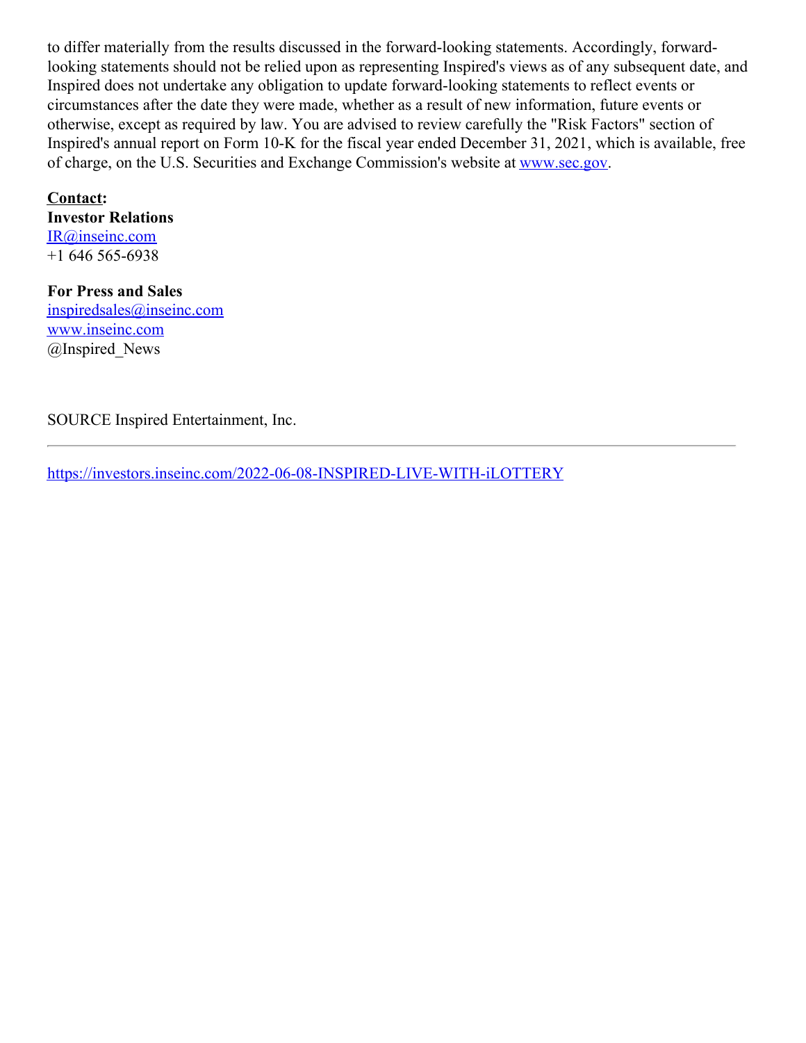to differ materially from the results discussed in the forward-looking statements. Accordingly, forward-looking statements should not be relied upon as representing Inspired's views as of any subsequent date, and Inspired does not undertake any obligation to update forward-looking statements to reflect events or circumstances after the date they were made, whether as a result of new information, future events or otherwise, except as required by law. You are advised to review carefully the "Risk Factors" section of Inspired's annual report on Form 10-K for the fiscal year ended December 31, 2021, which is available, free of charge, on the U.S. Securities and Exchange Commission's website at www.sec.gov.

**Contact:**
**Investor Relations**
IR@inseinc.com
+1 646 565-6938

**For Press and Sales**
inspiredsales@inseinc.com
www.inseinc.com
@Inspired_News

SOURCE Inspired Entertainment, Inc.

---

https://investors.inseinc.com/2022-06-08-INSPIRED-LIVE-WITH-iLOTTERY